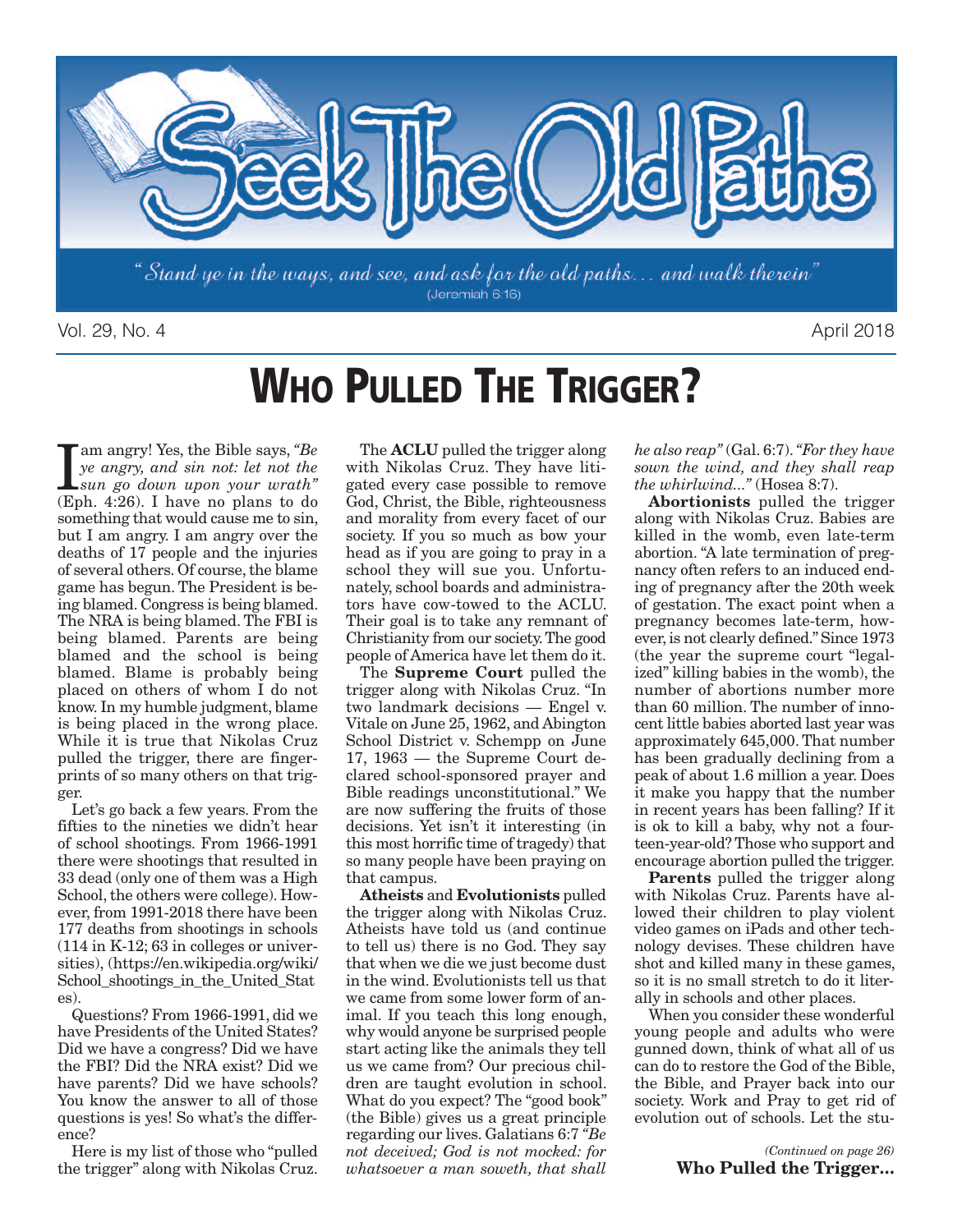# Seek The Old Paths

*"Stand ye in the ways, and see, and ask for the old paths... and walk therein"* (Jeremiah 6:16)

Vol. 29, No. 4 April 2018

# WHO PULLED THE TRIGGER?

I am angry! Yes, the Bible says, *"Be ye angry, and sin not: let not the sun go down upon your wrath"* (Eph. 4:26). I have no plans to do something that would cause me to sin, but I am angry. I am angry over the deaths of 17 people and the injuries of several others. Of course, the blame game has begun. The President is being blamed. Congress is being blamed. The NRA is being blamed. The FBI is being blamed. Parents are being blamed and the school is being blamed. Blame is probably being placed on others of whom I do not know. In my humble judgment, blame is being placed in the wrong place. While it is true that Nikolas Cruz pulled the trigger, there are fingerprints of so many others on that trigger.

Let's go back a few years. From the fifties to the nineties we didn't hear of school shootings. From 1966-1991 there were shootings that resulted in 33 dead (only one of them was a High School, the others were college). However, from 1991-2018 there have been 177 deaths from shootings in schools (114 in K-12; 63 in colleges or universities), (https://en.wikipedia.org/wiki/School_shootings_in_the_United_States).

Questions? From 1966-1991, did we have Presidents of the United States? Did we have a congress? Did we have the FBI? Did the NRA exist? Did we have parents? Did we have schools? You know the answer to all of those questions is yes! So what's the difference?

Here is my list of those who "pulled the trigger" along with Nikolas Cruz.

The **ACLU** pulled the trigger along with Nikolas Cruz. They have litigated every case possible to remove God, Christ, the Bible, righteousness and morality from every facet of our society. If you so much as bow your head as if you are going to pray in a school they will sue you. Unfortunately, school boards and administrators have cow-towed to the ACLU. Their goal is to take any remnant of Christianity from our society. The good people of America have let them do it.

The **Supreme Court** pulled the trigger along with Nikolas Cruz. "In two landmark decisions — Engel v. Vitale on June 25, 1962, and Abington School District v. Schempp on June 17, 1963 — the Supreme Court declared school-sponsored prayer and Bible readings unconstitutional." We are now suffering the fruits of those decisions. Yet isn't it interesting (in this most horrific time of tragedy) that so many people have been praying on that campus.

**Atheists** and **Evolutionists** pulled the trigger along with Nikolas Cruz. Atheists have told us (and continue to tell us) there is no God. They say that when we die we just become dust in the wind. Evolutionists tell us that we came from some lower form of animal. If you teach this long enough, why would anyone be surprised people start acting like the animals they tell us we came from? Our precious children are taught evolution in school. What do you expect? The "good book" (the Bible) gives us a great principle regarding our lives. Galatians 6:7 *"Be not deceived; God is not mocked: for whatsoever a man soweth, that shall he also reap"* (Gal. 6:7). *"For they have sown the wind, and they shall reap the whirlwind..."* (Hosea 8:7).

**Abortionists** pulled the trigger along with Nikolas Cruz. Babies are killed in the womb, even late-term abortion. "A late termination of pregnancy often refers to an induced ending of pregnancy after the 20th week of gestation. The exact point when a pregnancy becomes late-term, however, is not clearly defined." Since 1973 (the year the supreme court "legalized" killing babies in the womb), the number of abortions number more than 60 million. The number of innocent little babies aborted last year was approximately 645,000. That number has been gradually declining from a peak of about 1.6 million a year. Does it make you happy that the number in recent years has been falling? If it is ok to kill a baby, why not a fourteen-year-old? Those who support and encourage abortion pulled the trigger.

**Parents** pulled the trigger along with Nikolas Cruz. Parents have allowed their children to play violent video games on iPads and other technology devises. These children have shot and killed many in these games, so it is no small stretch to do it literally in schools and other places.

When you consider these wonderful young people and adults who were gunned down, think of what all of us can do to restore the God of the Bible, the Bible, and Prayer back into our society. Work and Pray to get rid of evolution out of schools. Let the stu-

*(Continued on page 26)*
**Who Pulled the Trigger...**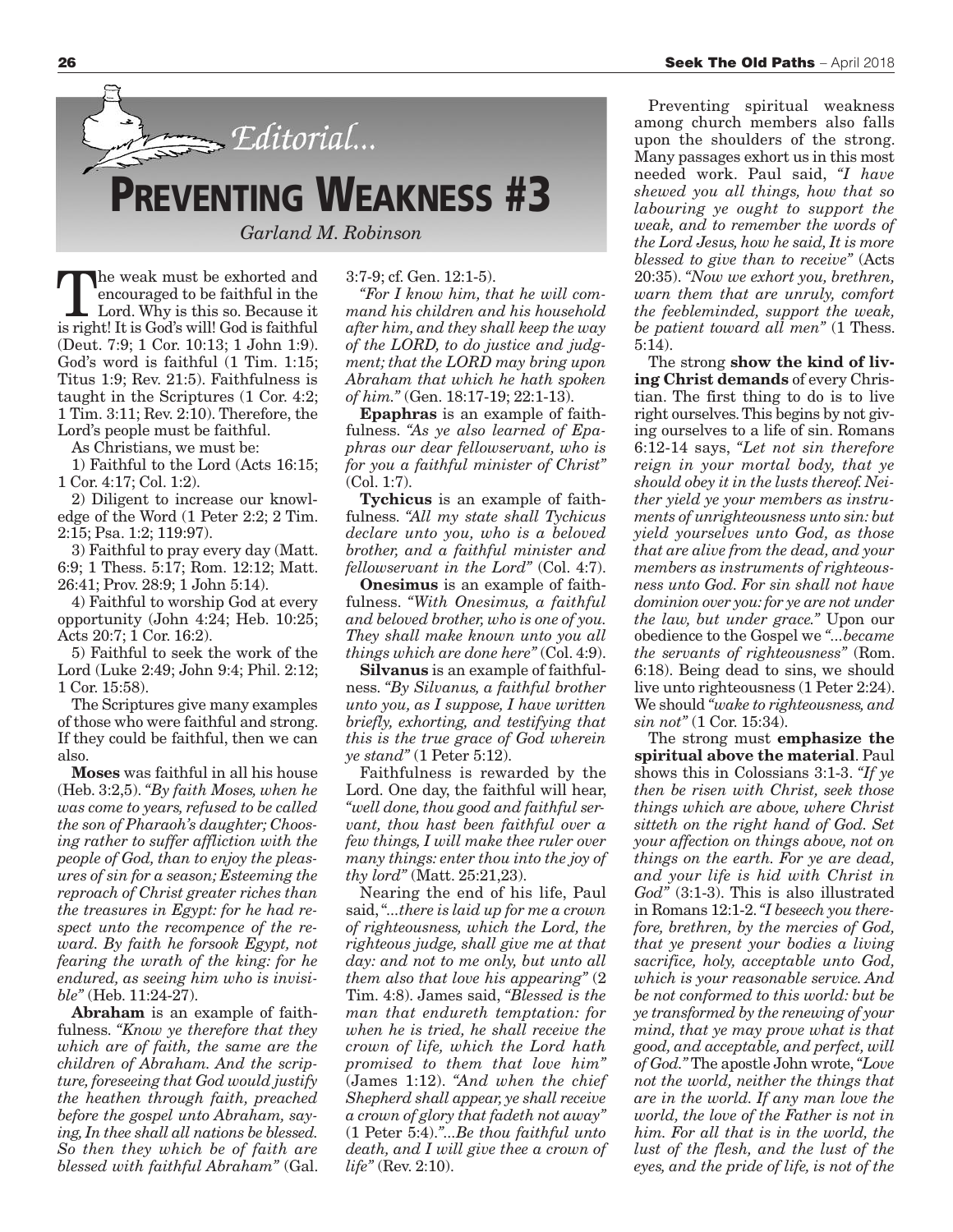*Editorial...*

# PREVENTING WEAKNESS #3

*Garland M. Robinson*

The weak must be exhorted and encouraged to be faithful in the Lord. Why is this so. Because it is right! It is God's will! God is faithful (Deut. 7:9; 1 Cor. 10:13; 1 John 1:9). God's word is faithful (1 Tim. 1:15; Titus 1:9; Rev. 21:5). Faithfulness is taught in the Scriptures (1 Cor. 4:2; 1 Tim. 3:11; Rev. 2:10). Therefore, the Lord's people must be faithful.

As Christians, we must be:

1) Faithful to the Lord (Acts 16:15; 1 Cor. 4:17; Col. 1:2).

2) Diligent to increase our knowledge of the Word (1 Peter 2:2; 2 Tim. 2:15; Psa. 1:2; 119:97).

3) Faithful to pray every day (Matt. 6:9; 1 Thess. 5:17; Rom. 12:12; Matt. 26:41; Prov. 28:9; 1 John 5:14).

4) Faithful to worship God at every opportunity (John 4:24; Heb. 10:25; Acts 20:7; 1 Cor. 16:2).

5) Faithful to seek the work of the Lord (Luke 2:49; John 9:4; Phil. 2:12; 1 Cor. 15:58).

The Scriptures give many examples of those who were faithful and strong. If they could be faithful, then we can also.

**Moses** was faithful in all his house (Heb. 3:2,5). *"By faith Moses, when he was come to years, refused to be called the son of Pharaoh's daughter; Choosing rather to suffer affliction with the people of God, than to enjoy the pleasures of sin for a season; Esteeming the reproach of Christ greater riches than the treasures in Egypt: for he had respect unto the recompence of the reward. By faith he forsook Egypt, not fearing the wrath of the king: for he endured, as seeing him who is invisible"* (Heb. 11:24-27).

**Abraham** is an example of faithfulness. *"Know ye therefore that they which are of faith, the same are the children of Abraham. And the scripture, foreseeing that God would justify the heathen through faith, preached before the gospel unto Abraham, saying, In thee shall all nations be blessed. So then they which be of faith are blessed with faithful Abraham"* (Gal. 3:7-9; cf. Gen. 12:1-5).

*"For I know him, that he will command his children and his household after him, and they shall keep the way of the LORD, to do justice and judgment; that the LORD may bring upon Abraham that which he hath spoken of him."* (Gen. 18:17-19; 22:1-13).

**Epaphras** is an example of faithfulness. *"As ye also learned of Epaphras our dear fellowservant, who is for you a faithful minister of Christ"* (Col. 1:7).

**Tychicus** is an example of faithfulness. *"All my state shall Tychicus declare unto you, who is a beloved brother, and a faithful minister and fellowservant in the Lord"* (Col. 4:7).

**Onesimus** is an example of faithfulness. *"With Onesimus, a faithful and beloved brother, who is one of you. They shall make known unto you all things which are done here"* (Col. 4:9).

**Silvanus** is an example of faithfulness. *"By Silvanus, a faithful brother unto you, as I suppose, I have written briefly, exhorting, and testifying that this is the true grace of God wherein ye stand"* (1 Peter 5:12).

Faithfulness is rewarded by the Lord. One day, the faithful will hear, *"well done, thou good and faithful servant, thou hast been faithful over a few things, I will make thee ruler over many things: enter thou into the joy of thy lord"* (Matt. 25:21,23).

Nearing the end of his life, Paul said, *"...there is laid up for me a crown of righteousness, which the Lord, the righteous judge, shall give me at that day: and not to me only, but unto all them also that love his appearing"* (2 Tim. 4:8). James said, *"Blessed is the man that endureth temptation: for when he is tried, he shall receive the crown of life, which the Lord hath promised to them that love him"* (James 1:12). *"And when the chief Shepherd shall appear, ye shall receive a crown of glory that fadeth not away"* (1 Peter 5:4).*"...Be thou faithful unto death, and I will give thee a crown of life"* (Rev. 2:10).

Preventing spiritual weakness among church members also falls upon the shoulders of the strong. Many passages exhort us in this most needed work. Paul said, *"I have shewed you all things, how that so labouring ye ought to support the weak, and to remember the words of the Lord Jesus, how he said, It is more blessed to give than to receive"* (Acts 20:35). *"Now we exhort you, brethren, warn them that are unruly, comfort the feebleminded, support the weak, be patient toward all men"* (1 Thess. 5:14).

The strong **show the kind of living Christ demands** of every Christian. The first thing to do is to live right ourselves. This begins by not giving ourselves to a life of sin. Romans 6:12-14 says, *"Let not sin therefore reign in your mortal body, that ye should obey it in the lusts thereof. Neither yield ye your members as instruments of unrighteousness unto sin: but yield yourselves unto God, as those that are alive from the dead, and your members as instruments of righteousness unto God. For sin shall not have dominion over you: for ye are not under the law, but under grace."* Upon our obedience to the Gospel we *"...became the servants of righteousness"* (Rom. 6:18). Being dead to sins, we should live unto righteousness (1 Peter 2:24). We should *"wake to righteousness, and sin not"* (1 Cor. 15:34).

The strong must **emphasize the spiritual above the material**. Paul shows this in Colossians 3:1-3. *"If ye then be risen with Christ, seek those things which are above, where Christ sitteth on the right hand of God. Set your affection on things above, not on things on the earth. For ye are dead, and your life is hid with Christ in God"* (3:1-3). This is also illustrated in Romans 12:1-2. *"I beseech you therefore, brethren, by the mercies of God, that ye present your bodies a living sacrifice, holy, acceptable unto God, which is your reasonable service. And be not conformed to this world: but be ye transformed by the renewing of your mind, that ye may prove what is that good, and acceptable, and perfect, will of God."* The apostle John wrote, *"Love not the world, neither the things that are in the world. If any man love the world, the love of the Father is not in him. For all that is in the world, the lust of the flesh, and the lust of the eyes, and the pride of life, is not of the*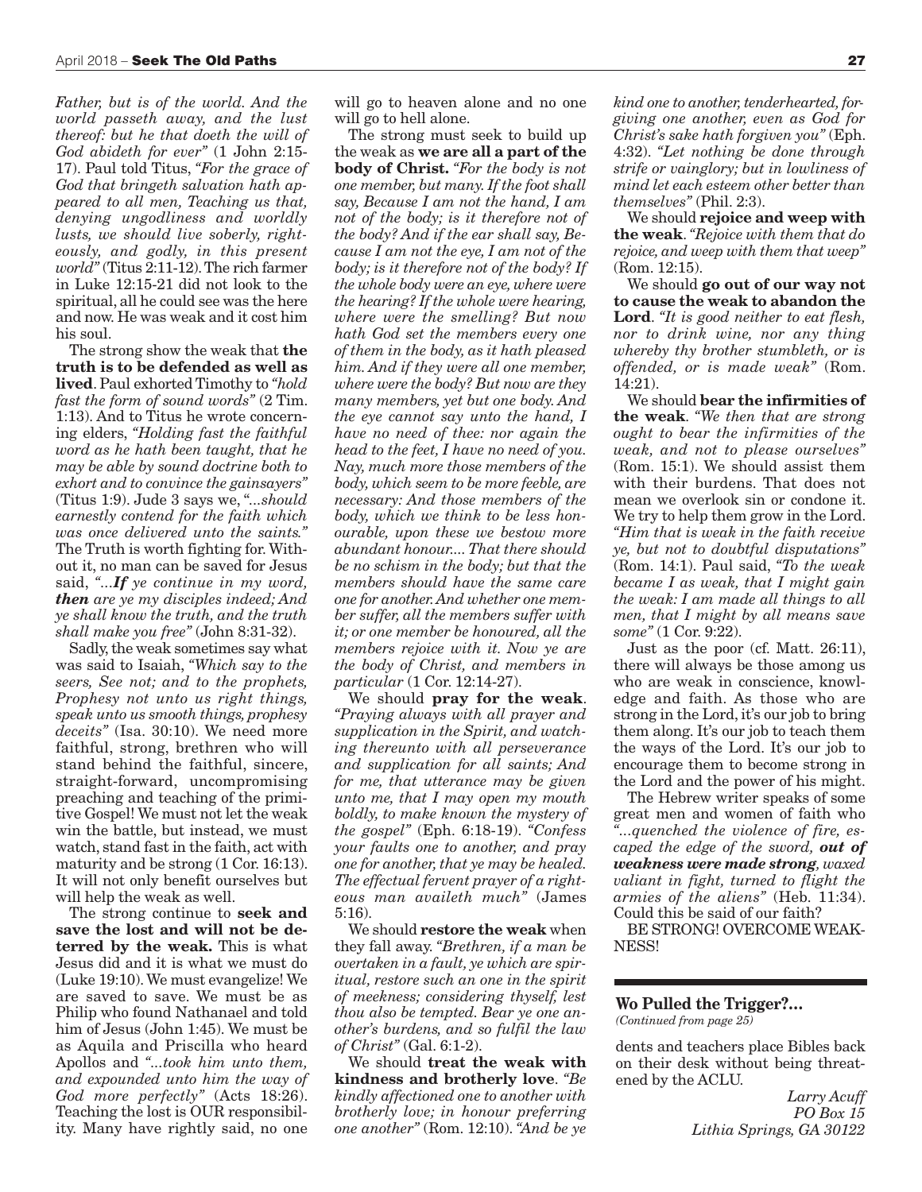*Father, but is of the world. And the world passeth away, and the lust thereof: but he that doeth the will of God abideth for ever"* (1 John 2:15-17). Paul told Titus, *"For the grace of God that bringeth salvation hath appeared to all men, Teaching us that, denying ungodliness and worldly lusts, we should live soberly, righteously, and godly, in this present world"* (Titus 2:11-12). The rich farmer in Luke 12:15-21 did not look to the spiritual, all he could see was the here and now. He was weak and it cost him his soul.

The strong show the weak that **the truth is to be defended as well as lived**. Paul exhorted Timothy to *"hold fast the form of sound words"* (2 Tim. 1:13). And to Titus he wrote concerning elders, *"Holding fast the faithful word as he hath been taught, that he may be able by sound doctrine both to exhort and to convince the gainsayers"* (Titus 1:9). Jude 3 says we, *"...should earnestly contend for the faith which was once delivered unto the saints."* The Truth is worth fighting for. Without it, no man can be saved for Jesus said, *"...**If** ye continue in my word, **then** are ye my disciples indeed; And ye shall know the truth, and the truth shall make you free"* (John 8:31-32).

Sadly, the weak sometimes say what was said to Isaiah, *"Which say to the seers, See not; and to the prophets, Prophesy not unto us right things, speak unto us smooth things, prophesy deceits"* (Isa. 30:10). We need more faithful, strong, brethren who will stand behind the faithful, sincere, straight-forward, uncompromising preaching and teaching of the primitive Gospel! We must not let the weak win the battle, but instead, we must watch, stand fast in the faith, act with maturity and be strong (1 Cor. 16:13). It will not only benefit ourselves but will help the weak as well.

The strong continue to **seek and save the lost and will not be deterred by the weak.** This is what Jesus did and it is what we must do (Luke 19:10). We must evangelize! We are saved to save. We must be as Philip who found Nathanael and told him of Jesus (John 1:45). We must be as Aquila and Priscilla who heard Apollos and *"...took him unto them, and expounded unto him the way of God more perfectly"* (Acts 18:26). Teaching the lost is OUR responsibility. Many have rightly said, no one will go to heaven alone and no one will go to hell alone.

The strong must seek to build up the weak as **we are all a part of the body of Christ.** *"For the body is not one member, but many. If the foot shall say, Because I am not the hand, I am not of the body; is it therefore not of the body? And if the ear shall say, Because I am not the eye, I am not of the body; is it therefore not of the body? If the whole body were an eye, where were the hearing? If the whole were hearing, where were the smelling? But now hath God set the members every one of them in the body, as it hath pleased him. And if they were all one member, where were the body? But now are they many members, yet but one body. And the eye cannot say unto the hand, I have no need of thee: nor again the head to the feet, I have no need of you. Nay, much more those members of the body, which seem to be more feeble, are necessary: And those members of the body, which we think to be less honourable, upon these we bestow more abundant honour.... That there should be no schism in the body; but that the members should have the same care one for another. And whether one member suffer, all the members suffer with it; or one member be honoured, all the members rejoice with it. Now ye are the body of Christ, and members in particular* (1 Cor. 12:14-27).

We should **pray for the weak**. *"Praying always with all prayer and supplication in the Spirit, and watching thereunto with all perseverance and supplication for all saints; And for me, that utterance may be given unto me, that I may open my mouth boldly, to make known the mystery of the gospel"* (Eph. 6:18-19). *"Confess your faults one to another, and pray one for another, that ye may be healed. The effectual fervent prayer of a righteous man availeth much"* (James 5:16).

We should **restore the weak** when they fall away. *"Brethren, if a man be overtaken in a fault, ye which are spiritual, restore such an one in the spirit of meekness; considering thyself, lest thou also be tempted. Bear ye one another's burdens, and so fulfil the law of Christ"* (Gal. 6:1-2).

We should **treat the weak with kindness and brotherly love**. *"Be kindly affectioned one to another with brotherly love; in honour preferring one another"* (Rom. 12:10). *"And be ye kind one to another, tenderhearted, forgiving one another, even as God for Christ's sake hath forgiven you"* (Eph. 4:32). *"Let nothing be done through strife or vainglory; but in lowliness of mind let each esteem other better than themselves"* (Phil. 2:3).

We should **rejoice and weep with the weak**. *"Rejoice with them that do rejoice, and weep with them that weep"* (Rom. 12:15).

We should **go out of our way not to cause the weak to abandon the Lord**. *"It is good neither to eat flesh, nor to drink wine, nor any thing whereby thy brother stumbleth, or is offended, or is made weak"* (Rom. 14:21).

We should **bear the infirmities of the weak**. *"We then that are strong ought to bear the infirmities of the weak, and not to please ourselves"* (Rom. 15:1). We should assist them with their burdens. That does not mean we overlook sin or condone it. We try to help them grow in the Lord. *"Him that is weak in the faith receive ye, but not to doubtful disputations"* (Rom. 14:1). Paul said, *"To the weak became I as weak, that I might gain the weak: I am made all things to all men, that I might by all means save some"* (1 Cor. 9:22).

Just as the poor (cf. Matt. 26:11), there will always be those among us who are weak in conscience, knowledge and faith. As those who are strong in the Lord, it's our job to bring them along. It's our job to teach them the ways of the Lord. It's our job to encourage them to become strong in the Lord and the power of his might.

The Hebrew writer speaks of some great men and women of faith who *"...quenched the violence of fire, escaped the edge of the sword, **out of weakness were made strong**, waxed valiant in fight, turned to flight the armies of the aliens"* (Heb. 11:34). Could this be said of our faith?

BE STRONG! OVERCOME WEAKNESS!

---

**Wo Pulled the Trigger?...**
*(Continued from page 25)*

dents and teachers place Bibles back on their desk without being threatened by the ACLU.

*Larry Acuff*
*PO Box 15*
*Lithia Springs, GA 30122*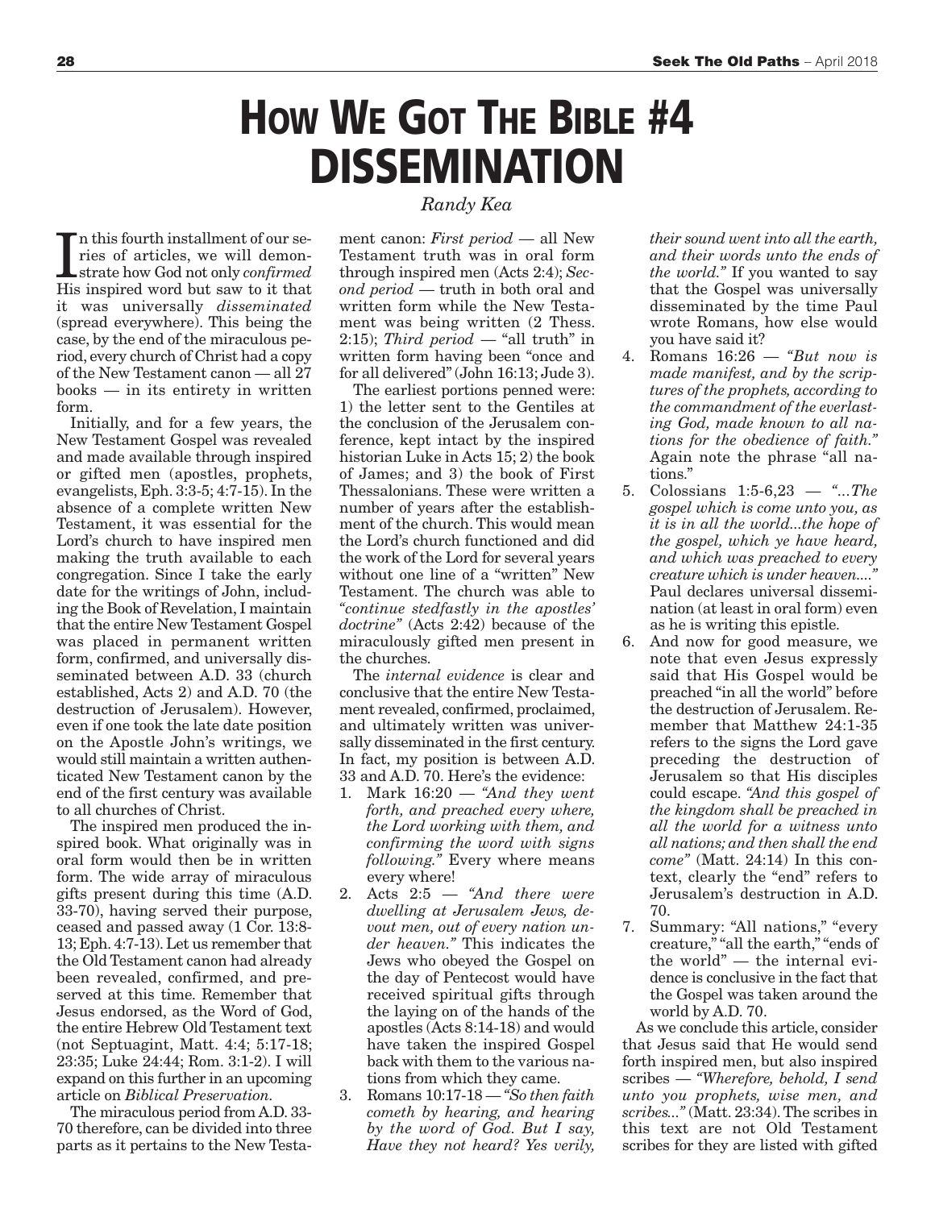# How We Got The Bible #4 DISSEMINATION

*Randy Kea*

In this fourth installment of our series of articles, we will demonstrate how God not only *confirmed* His inspired word but saw to it that it was universally *disseminated* (spread everywhere). This being the case, by the end of the miraculous period, every church of Christ had a copy of the New Testament canon — all 27 books — in its entirety in written form.

Initially, and for a few years, the New Testament Gospel was revealed and made available through inspired or gifted men (apostles, prophets, evangelists, Eph. 3:3-5; 4:7-15). In the absence of a complete written New Testament, it was essential for the Lord's church to have inspired men making the truth available to each congregation. Since I take the early date for the writings of John, including the Book of Revelation, I maintain that the entire New Testament Gospel was placed in permanent written form, confirmed, and universally disseminated between A.D. 33 (church established, Acts 2) and A.D. 70 (the destruction of Jerusalem). However, even if one took the late date position on the Apostle John's writings, we would still maintain a written authenticated New Testament canon by the end of the first century was available to all churches of Christ.

The inspired men produced the inspired book. What originally was in oral form would then be in written form. The wide array of miraculous gifts present during this time (A.D. 33-70), having served their purpose, ceased and passed away (1 Cor. 13:8-13; Eph. 4:7-13). Let us remember that the Old Testament canon had already been revealed, confirmed, and preserved at this time. Remember that Jesus endorsed, as the Word of God, the entire Hebrew Old Testament text (not Septuagint, Matt. 4:4; 5:17-18; 23:35; Luke 24:44; Rom. 3:1-2). I will expand on this further in an upcoming article on *Biblical Preservation*.

The miraculous period from A.D. 33-70 therefore, can be divided into three parts as it pertains to the New Testament canon: *First period* — all New Testament truth was in oral form through inspired men (Acts 2:4); *Second period* — truth in both oral and written form while the New Testament was being written (2 Thess. 2:15); *Third period* — "all truth" in written form having been "once and for all delivered" (John 16:13; Jude 3).

The earliest portions penned were: 1) the letter sent to the Gentiles at the conclusion of the Jerusalem conference, kept intact by the inspired historian Luke in Acts 15; 2) the book of James; and 3) the book of First Thessalonians. These were written a number of years after the establishment of the church. This would mean the Lord's church functioned and did the work of the Lord for several years without one line of a "written" New Testament. The church was able to *"continue stedfastly in the apostles' doctrine"* (Acts 2:42) because of the miraculously gifted men present in the churches.

The *internal evidence* is clear and conclusive that the entire New Testament revealed, confirmed, proclaimed, and ultimately written was universally disseminated in the first century. In fact, my position is between A.D. 33 and A.D. 70. Here's the evidence:

1. Mark 16:20 — *"And they went forth, and preached every where, the Lord working with them, and confirming the word with signs following."* Every where means every where!
2. Acts 2:5 — *"And there were dwelling at Jerusalem Jews, devout men, out of every nation under heaven."* This indicates the Jews who obeyed the Gospel on the day of Pentecost would have received spiritual gifts through the laying on of the hands of the apostles (Acts 8:14-18) and would have taken the inspired Gospel back with them to the various nations from which they came.
3. Romans 10:17-18 — *"So then faith cometh by hearing, and hearing by the word of God. But I say, Have they not heard? Yes verily, their sound went into all the earth, and their words unto the ends of the world."* If you wanted to say that the Gospel was universally disseminated by the time Paul wrote Romans, how else would you have said it?
4. Romans 16:26 — *"But now is made manifest, and by the scriptures of the prophets, according to the commandment of the everlasting God, made known to all nations for the obedience of faith."* Again note the phrase "all nations."
5. Colossians 1:5-6,23 — *"...The gospel which is come unto you, as it is in all the world...the hope of the gospel, which ye have heard, and which was preached to every creature which is under heaven...."* Paul declares universal dissemination (at least in oral form) even as he is writing this epistle.
6. And now for good measure, we note that even Jesus expressly said that His Gospel would be preached "in all the world" before the destruction of Jerusalem. Remember that Matthew 24:1-35 refers to the signs the Lord gave preceding the destruction of Jerusalem so that His disciples could escape. *"And this gospel of the kingdom shall be preached in all the world for a witness unto all nations; and then shall the end come"* (Matt. 24:14) In this context, clearly the "end" refers to Jerusalem's destruction in A.D. 70.
7. Summary: "All nations," "every creature," "all the earth," "ends of the world" — the internal evidence is conclusive in the fact that the Gospel was taken around the world by A.D. 70.

As we conclude this article, consider that Jesus said that He would send forth inspired men, but also inspired scribes — *"Wherefore, behold, I send unto you prophets, wise men, and scribes..."* (Matt. 23:34). The scribes in this text are not Old Testament scribes for they are listed with gifted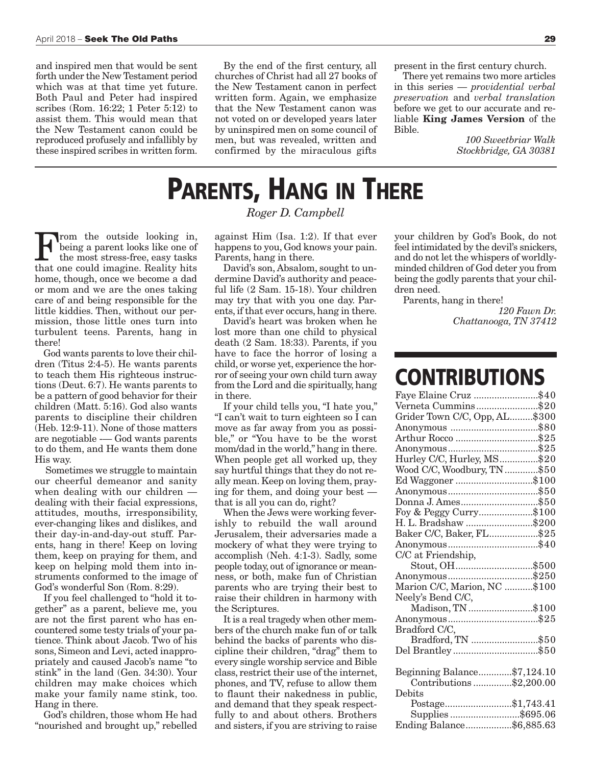and inspired men that would be sent forth under the New Testament period which was at that time yet future. Both Paul and Peter had inspired scribes (Rom. 16:22; 1 Peter 5:12) to assist them. This would mean that the New Testament canon could be reproduced profusely and infallibly by these inspired scribes in written form.

By the end of the first century, all churches of Christ had all 27 books of the New Testament canon in perfect written form. Again, we emphasize that the New Testament canon was not voted on or developed years later by uninspired men on some council of men, but was revealed, written and confirmed by the miraculous gifts present in the first century church.

There yet remains two more articles in this series — *providential verbal preservation* and *verbal translation* before we get to our accurate and reliable **King James Version** of the Bible.

*100 Sweetbriar Walk*
*Stockbridge, GA 30381*

# Parents, Hang in There

*Roger D. Campbell*

From the outside looking in, being a parent looks like one of the most stress-free, easy tasks that one could imagine. Reality hits home, though, once we become a dad or mom and we are the ones taking care of and being responsible for the little kiddies. Then, without our permission, those little ones turn into turbulent teens. Parents, hang in there!

God wants parents to love their children (Titus 2:4-5). He wants parents to teach them His righteous instructions (Deut. 6:7). He wants parents to be a pattern of good behavior for their children (Matt. 5:16). God also wants parents to discipline their children (Heb. 12:9-11). None of those matters are negotiable -— God wants parents to do them, and He wants them done His way.

Sometimes we struggle to maintain our cheerful demeanor and sanity when dealing with our children — dealing with their facial expressions, attitudes, mouths, irresponsibility, ever-changing likes and dislikes, and their day-in-and-day-out stuff. Parents, hang in there! Keep on loving them, keep on praying for them, and keep on helping mold them into instruments conformed to the image of God's wonderful Son (Rom. 8:29).

If you feel challenged to "hold it together" as a parent, believe me, you are not the first parent who has encountered some testy trials of your patience. Think about Jacob. Two of his sons, Simeon and Levi, acted inappropriately and caused Jacob's name "to stink" in the land (Gen. 34:30). Your children may make choices which make your family name stink, too. Hang in there.

God's children, those whom He had "nourished and brought up," rebelled against Him (Isa. 1:2). If that ever happens to you, God knows your pain. Parents, hang in there.

David's son, Absalom, sought to undermine David's authority and peaceful life (2 Sam. 15-18). Your children may try that with you one day. Parents, if that ever occurs, hang in there.

David's heart was broken when he lost more than one child to physical death (2 Sam. 18:33). Parents, if you have to face the horror of losing a child, or worse yet, experience the horror of seeing your own child turn away from the Lord and die spiritually, hang in there.

If your child tells you, "I hate you," "I can't wait to turn eighteen so I can move as far away from you as possible," or "You have to be the worst mom/dad in the world," hang in there. When people get all worked up, they say hurtful things that they do not really mean. Keep on loving them, praying for them, and doing your best — that is all you can do, right?

When the Jews were working feverishly to rebuild the wall around Jerusalem, their adversaries made a mockery of what they were trying to accomplish (Neh. 4:1-3). Sadly, some people today, out of ignorance or meanness, or both, make fun of Christian parents who are trying their best to raise their children in harmony with the Scriptures.

It is a real tragedy when other members of the church make fun of or talk behind the backs of parents who discipline their children, "drag" them to every single worship service and Bible class, restrict their use of the internet, phones, and TV, refuse to allow them to flaunt their nakedness in public, and demand that they speak respectfully to and about others. Brothers and sisters, if you are striving to raise your children by God's Book, do not feel intimidated by the devil's snickers, and do not let the whispers of worldly-minded children of God deter you from being the godly parents that your children need.

Parents, hang in there!

*120 Fawn Dr.*
*Chattanooga, TN 37412*

# CONTRIBUTIONS

| | |
|---|---|
| Faye Elaine Cruz | $40 |
| Verneta Cummins | $20 |
| Grider Town C/C, Opp, AL | $300 |
| Anonymous | $80 |
| Arthur Rocco | $25 |
| Anonymous | $25 |
| Hurley C/C, Hurley, MS | $20 |
| Wood C/C, Woodbury, TN | $50 |
| Ed Waggoner | $100 |
| Anonymous | $50 |
| Donna J. Ames | $50 |
| Foy & Peggy Curry | $100 |
| H. L. Bradshaw | $200 |
| Baker C/C, Baker, FL | $25 |
| Anonymous | $40 |
| C/C at Friendship, Stout, OH | $500 |
| Anonymous | $250 |
| Marion C/C, Marion, NC | $100 |
| Neely's Bend C/C, Madison, TN | $100 |
| Anonymous | $25 |
| Bradford C/C, Bradford, TN | $50 |
| Del Brantley | $50 |

| | |
|---|---|
| Beginning Balance | $7,124.10 |
| Contributions | $2,200.00 |
| Debits | |
| Postage | $1,743.41 |
| Supplies | $695.06 |
| Ending Balance | $6,885.63 |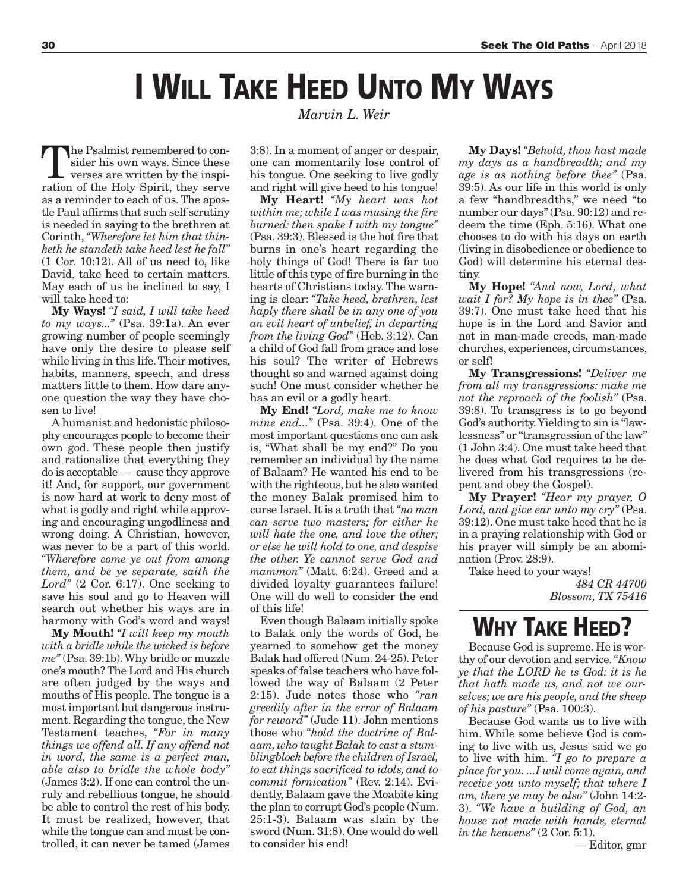# I Will Take Heed Unto My Ways

*Marvin L. Weir*

The Psalmist remembered to consider his own ways. Since these verses are written by the inspiration of the Holy Spirit, they serve as a reminder to each of us. The apostle Paul affirms that such self scrutiny is needed in saying to the brethren at Corinth, *"Wherefore let him that thinketh he standeth take heed lest he fall"* (1 Cor. 10:12). All of us need to, like David, take heed to certain matters. May each of us be inclined to say, I will take heed to:

**My Ways!** *"I said, I will take heed to my ways..."* (Psa. 39:1a). An ever growing number of people seemingly have only the desire to please self while living in this life. Their motives, habits, manners, speech, and dress matters little to them. How dare anyone question the way they have chosen to live!

A humanist and hedonistic philosophy encourages people to become their own god. These people then justify and rationalize that everything they do is acceptable — cause they approve it! And, for support, our government is now hard at work to deny most of what is godly and right while approving and encouraging ungodliness and wrong doing. A Christian, however, was never to be a part of this world. *"Wherefore come ye out from among them, and be ye separate, saith the Lord"* (2 Cor. 6:17). One seeking to save his soul and go to Heaven will search out whether his ways are in harmony with God's word and ways!

**My Mouth!** *"I will keep my mouth with a bridle while the wicked is before me"* (Psa. 39:1b). Why bridle or muzzle one's mouth? The Lord and His church are often judged by the ways and mouths of His people. The tongue is a most important but dangerous instrument. Regarding the tongue, the New Testament teaches, *"For in many things we offend all. If any offend not in word, the same is a perfect man, able also to bridle the whole body"* (James 3:2). If one can control the unruly and rebellious tongue, he should be able to control the rest of his body. It must be realized, however, that while the tongue can and must be controlled, it can never be tamed (James 3:8). In a moment of anger or despair, one can momentarily lose control of his tongue. One seeking to live godly and right will give heed to his tongue!

**My Heart!** *"My heart was hot within me; while I was musing the fire burned: then spake I with my tongue"* (Psa. 39:3). Blessed is the hot fire that burns in one's heart regarding the holy things of God! There is far too little of this type of fire burning in the hearts of Christians today. The warning is clear: *"Take heed, brethren, lest haply there shall be in any one of you an evil heart of unbelief, in departing from the living God"* (Heb. 3:12). Can a child of God fall from grace and lose his soul? The writer of Hebrews thought so and warned against doing such! One must consider whether he has an evil or a godly heart.

**My End!** *"Lord, make me to know mine end..."* (Psa. 39:4). One of the most important questions one can ask is, "What shall be my end?" Do you remember an individual by the name of Balaam? He wanted his end to be with the righteous, but he also wanted the money Balak promised him to curse Israel. It is a truth that *"no man can serve two masters; for either he will hate the one, and love the other; or else he will hold to one, and despise the other. Ye cannot serve God and mammon"* (Matt. 6:24). Greed and a divided loyalty guarantees failure! One will do well to consider the end of this life!

Even though Balaam initially spoke to Balak only the words of God, he yearned to somehow get the money Balak had offered (Num. 24-25). Peter speaks of false teachers who have followed the way of Balaam (2 Peter 2:15). Jude notes those who *"ran greedily after in the error of Balaam for reward"* (Jude 11). John mentions those who *"hold the doctrine of Balaam, who taught Balak to cast a stumblingblock before the children of Israel, to eat things sacrificed to idols, and to commit fornication"* (Rev. 2:14). Evidently, Balaam gave the Moabite king the plan to corrupt God's people (Num. 25:1-3). Balaam was slain by the sword (Num. 31:8). One would do well to consider his end!

**My Days!** *"Behold, thou hast made my days as a handbreadth; and my age is as nothing before thee"* (Psa. 39:5). As our life in this world is only a few "handbreadths," we need "to number our days" (Psa. 90:12) and redeem the time (Eph. 5:16). What one chooses to do with his days on earth (living in disobedience or obedience to God) will determine his eternal destiny.

**My Hope!** *"And now, Lord, what wait I for? My hope is in thee"* (Psa. 39:7). One must take heed that his hope is in the Lord and Savior and not in man-made creeds, man-made churches, experiences, circumstances, or self!

**My Transgressions!** *"Deliver me from all my transgressions: make me not the reproach of the foolish"* (Psa. 39:8). To transgress is to go beyond God's authority. Yielding to sin is "lawlessness" or "transgression of the law" (1 John 3:4). One must take heed that he does what God requires to be delivered from his transgressions (repent and obey the Gospel).

**My Prayer!** *"Hear my prayer, O Lord, and give ear unto my cry"* (Psa. 39:12). One must take heed that he is in a praying relationship with God or his prayer will simply be an abomination (Prov. 28:9).

Take heed to your ways!

*484 CR 44700*
*Blossom, TX 75416*

# Why Take Heed?

Because God is supreme. He is worthy of our devotion and service. *"Know ye that the LORD he is God: it is he that hath made us, and not we ourselves; we are his people, and the sheep of his pasture"* (Psa. 100:3).

Because God wants us to live with him. While some believe God is coming to live with us, Jesus said we go to live with him. *"I go to prepare a place for you. ...I will come again, and receive you unto myself; that where I am, there ye may be also"* (John 14:2-3). *"We have a building of God, an house not made with hands, eternal in the heavens"* (2 Cor. 5:1).

— Editor, gmr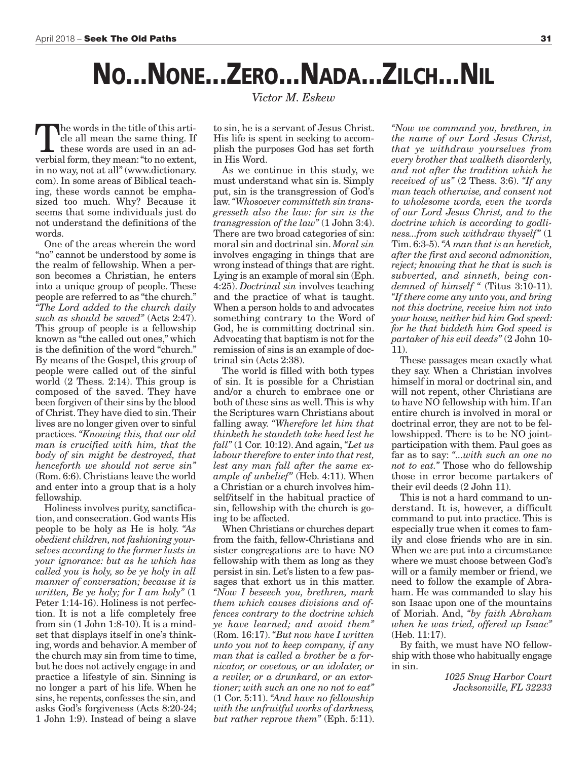# NO...NONE...ZERO...NADA...ZILCH...NIL

*Victor M. Eskew*

The words in the title of this article all mean the same thing. If these words are used in an adverbial form, they mean: "to no extent, in no way, not at all" (www.dictionary.com). In some areas of Biblical teaching, these words cannot be emphasized too much. Why? Because it seems that some individuals just do not understand the definitions of the words.

One of the areas wherein the word "no" cannot be understood by some is the realm of fellowship. When a person becomes a Christian, he enters into a unique group of people. These people are referred to as "the church." *"The Lord added to the church daily such as should be saved"* (Acts 2:47). This group of people is a fellowship known as "the called out ones," which is the definition of the word "church." By means of the Gospel, this group of people were called out of the sinful world (2 Thess. 2:14). This group is composed of the saved. They have been forgiven of their sins by the blood of Christ. They have died to sin. Their lives are no longer given over to sinful practices. *"Knowing this, that our old man is crucified with him, that the body of sin might be destroyed, that henceforth we should not serve sin"* (Rom. 6:6). Christians leave the world and enter into a group that is a holy fellowship.

Holiness involves purity, sanctification, and consecration. God wants His people to be holy as He is holy. *"As obedient children, not fashioning yourselves according to the former lusts in your ignorance: but as he which has called you is holy, so be ye holy in all manner of conversation; because it is written, Be ye holy; for I am holy"* (1 Peter 1:14-16). Holiness is not perfection. It is not a life completely free from sin (1 John 1:8-10). It is a mindset that displays itself in one's thinking, words and behavior. A member of the church may sin from time to time, but he does not actively engage in and practice a lifestyle of sin. Sinning is no longer a part of his life. When he sins, he repents, confesses the sin, and asks God's forgiveness (Acts 8:20-24; 1 John 1:9). Instead of being a slave to sin, he is a servant of Jesus Christ. His life is spent in seeking to accomplish the purposes God has set forth in His Word.

As we continue in this study, we must understand what sin is. Simply put, sin is the transgression of God's law. *"Whosoever committeth sin transgresseth also the law: for sin is the transgression of the law"* (1 John 3:4). There are two broad categories of sin: moral sin and doctrinal sin. *Moral sin* involves engaging in things that are wrong instead of things that are right. Lying is an example of moral sin (Eph. 4:25). *Doctrinal sin* involves teaching and the practice of what is taught. When a person holds to and advocates something contrary to the Word of God, he is committing doctrinal sin. Advocating that baptism is not for the remission of sins is an example of doctrinal sin (Acts 2:38).

The world is filled with both types of sin. It is possible for a Christian and/or a church to embrace one or both of these sins as well. This is why the Scriptures warn Christians about falling away. *"Wherefore let him that thinketh he standeth take heed lest he fall"* (1 Cor. 10:12). And again, *"Let us labour therefore to enter into that rest, lest any man fall after the same example of unbelief"* (Heb. 4:11). When a Christian or a church involves himself/itself in the habitual practice of sin, fellowship with the church is going to be affected.

When Christians or churches depart from the faith, fellow-Christians and sister congregations are to have NO fellowship with them as long as they persist in sin. Let's listen to a few passages that exhort us in this matter. *"Now I beseech you, brethren, mark them which causes divisions and offences contrary to the doctrine which ye have learned; and avoid them"* (Rom. 16:17). *"But now have I written unto you not to keep company, if any man that is called a brother be a fornicator, or covetous, or an idolater, or a reviler, or a drunkard, or an extortioner; with such an one no not to eat"* (1 Cor. 5:11). *"And have no fellowship with the unfruitful works of darkness, but rather reprove them"* (Eph. 5:11). *"Now we command you, brethren, in the name of our Lord Jesus Christ, that ye withdraw yourselves from every brother that walketh disorderly, and not after the tradition which he received of us"* (2 Thess. 3:6). *"If any man teach otherwise, and consent not to wholesome words, even the words of our Lord Jesus Christ, and to the doctrine which is according to godliness...from such withdraw thyself"* (1 Tim. 6:3-5). *"A man that is an heretick, after the first and second admonition, reject; knowing that he that is such is subverted, and sinneth, being condemned of himself "* (Titus 3:10-11). *"If there come any unto you, and bring not this doctrine, receive him not into your house, neither bid him God speed: for he that biddeth him God speed is partaker of his evil deeds"* (2 John 10-11).

These passages mean exactly what they say. When a Christian involves himself in moral or doctrinal sin, and will not repent, other Christians are to have NO fellowship with him. If an entire church is involved in moral or doctrinal error, they are not to be fellowshipped. There is to be NO joint-participation with them. Paul goes as far as to say: *"...with such an one no not to eat."* Those who do fellowship those in error become partakers of their evil deeds (2 John 11).

This is not a hard command to understand. It is, however, a difficult command to put into practice. This is especially true when it comes to family and close friends who are in sin. When we are put into a circumstance where we must choose between God's will or a family member or friend, we need to follow the example of Abraham. He was commanded to slay his son Isaac upon one of the mountains of Moriah. And, *"by faith Abraham when he was tried, offered up Isaac"* (Heb. 11:17).

By faith, we must have NO fellowship with those who habitually engage in sin.

*1025 Snug Harbor Court*
*Jacksonville, FL 32233*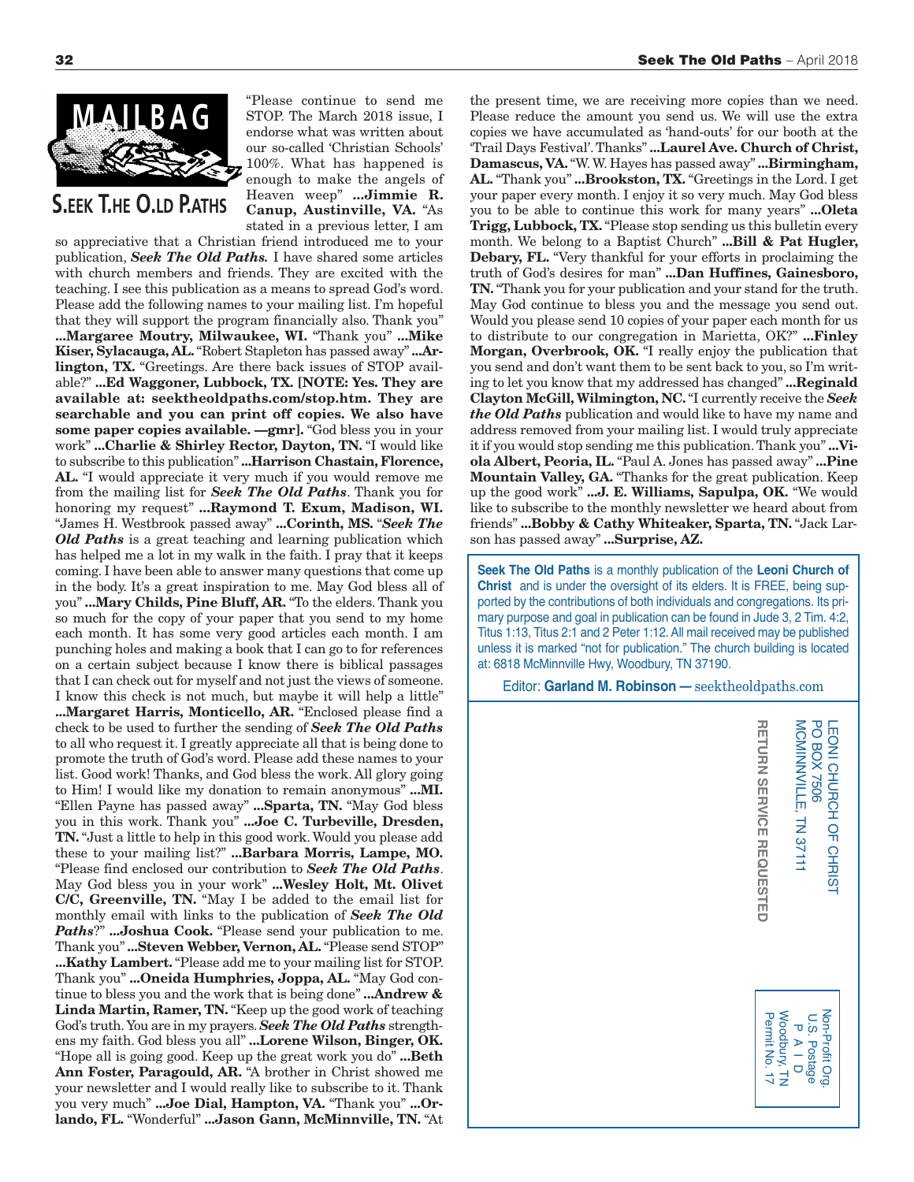# MAILBAG

**S.EEK T.HE O.LD P.ATHS**

"Please continue to send me STOP. The March 2018 issue, I endorse what was written about our so-called 'Christian Schools' 100%. What has happened is enough to make the angels of Heaven weep" **...Jimmie R. Canup, Austinville, VA.** "As stated in a previous letter, I am so appreciative that a Christian friend introduced me to your publication, ***Seek The Old Paths.*** I have shared some articles with church members and friends. They are excited with the teaching. I see this publication as a means to spread God's word. Please add the following names to your mailing list. I'm hopeful that they will support the program financially also. Thank you" **...Margaree Moutry, Milwaukee, WI.** "Thank you" **...Mike Kiser, Sylacauga, AL.** "Robert Stapleton has passed away" **...Arlington, TX.** "Greetings. Are there back issues of STOP available?" **...Ed Waggoner, Lubbock, TX. [NOTE: Yes. They are available at: seektheoldpaths.com/stop.htm. They are searchable and you can print off copies. We also have some paper copies available. —gmr].** "God bless you in your work" **...Charlie & Shirley Rector, Dayton, TN.** "I would like to subscribe to this publication" **...Harrison Chastain, Florence, AL.** "I would appreciate it very much if you would remove me from the mailing list for ***Seek The Old Paths***. Thank you for honoring my request" **...Raymond T. Exum, Madison, WI.** "James H. Westbrook passed away" **...Corinth, MS.** "***Seek The Old Paths*** is a great teaching and learning publication which has helped me a lot in my walk in the faith. I pray that it keeps coming. I have been able to answer many questions that come up in the body. It's a great inspiration to me. May God bless all of you" **...Mary Childs, Pine Bluff, AR.** "To the elders. Thank you so much for the copy of your paper that you send to my home each month. It has some very good articles each month. I am punching holes and making a book that I can go to for references on a certain subject because I know there is biblical passages that I can check out for myself and not just the views of someone. I know this check is not much, but maybe it will help a little" **...Margaret Harris, Monticello, AR.** "Enclosed please find a check to be used to further the sending of ***Seek The Old Paths*** to all who request it. I greatly appreciate all that is being done to promote the truth of God's word. Please add these names to your list. Good work! Thanks, and God bless the work. All glory going to Him! I would like my donation to remain anonymous" **...MI.** "Ellen Payne has passed away" **...Sparta, TN.** "May God bless you in this work. Thank you" **...Joe C. Turbeville, Dresden, TN.** "Just a little to help in this good work. Would you please add these to your mailing list?" **...Barbara Morris, Lampe, MO.** "Please find enclosed our contribution to ***Seek The Old Paths***. May God bless you in your work" **...Wesley Holt, Mt. Olivet C/C, Greenville, TN.** "May I be added to the email list for monthly email with links to the publication of ***Seek The Old Paths***?" **...Joshua Cook.** "Please send your publication to me. Thank you" **...Steven Webber, Vernon, AL.** "Please send STOP" **...Kathy Lambert.** "Please add me to your mailing list for STOP. Thank you" **...Oneida Humphries, Joppa, AL.** "May God continue to bless you and the work that is being done" **...Andrew & Linda Martin, Ramer, TN.** "Keep up the good work of teaching God's truth. You are in my prayers. ***Seek The Old Paths*** strengthens my faith. God bless you all" **...Lorene Wilson, Binger, OK.** "Hope all is going good. Keep up the great work you do" **...Beth Ann Foster, Paragould, AR.** "A brother in Christ showed me your newsletter and I would really like to subscribe to it. Thank you very much" **...Joe Dial, Hampton, VA.** "Thank you" **...Orlando, FL.** "Wonderful" **...Jason Gann, McMinnville, TN.** "At the present time, we are receiving more copies than we need. Please reduce the amount you send us. We will use the extra copies we have accumulated as 'hand-outs' for our booth at the 'Trail Days Festival'. Thanks" **...Laurel Ave. Church of Christ, Damascus, VA.** "W. W. Hayes has passed away" **...Birmingham, AL.** "Thank you" **...Brookston, TX.** "Greetings in the Lord. I get your paper every month. I enjoy it so very much. May God bless you to be able to continue this work for many years" **...Oleta Trigg, Lubbock, TX.** "Please stop sending us this bulletin every month. We belong to a Baptist Church" **...Bill & Pat Hugler, Debary, FL.** "Very thankful for your efforts in proclaiming the truth of God's desires for man" **...Dan Huffines, Gainesboro, TN.** "Thank you for your publication and your stand for the truth. May God continue to bless you and the message you send out. Would you please send 10 copies of your paper each month for us to distribute to our congregation in Marietta, OK?" **...Finley Morgan, Overbrook, OK.** "I really enjoy the publication that you send and don't want them to be sent back to you, so I'm writing to let you know that my addressed has changed" **...Reginald Clayton McGill, Wilmington, NC.** "I currently receive the ***Seek the Old Paths*** publication and would like to have my name and address removed from your mailing list. I would truly appreciate it if you would stop sending me this publication. Thank you" **...Viola Albert, Peoria, IL.** "Paul A. Jones has passed away" **...Pine Mountain Valley, GA.** "Thanks for the great publication. Keep up the good work" **...J. E. Williams, Sapulpa, OK.** "We would like to subscribe to the monthly newsletter we heard about from friends" **...Bobby & Cathy Whiteaker, Sparta, TN.** "Jack Larson has passed away" **...Surprise, AZ.**

**Seek The Old Paths** is a monthly publication of the **Leoni Church of Christ** and is under the oversight of its elders. It is FREE, being supported by the contributions of both individuals and congregations. Its primary purpose and goal in publication can be found in Jude 3, 2 Tim. 4:2, Titus 1:13, Titus 2:1 and 2 Peter 1:12. All mail received may be published unless it is marked "not for publication." The church building is located at: 6818 McMinnville Hwy, Woodbury, TN 37190.

Editor: **Garland M. Robinson —** seektheoldpaths.com

LEONI CHURCH OF CHRIST
PO BOX 7506
MCMINNVILLE, TN 37111

**RETURN SERVICE REQUESTED**

Non-Profit Org.
U.S. Postage
P A I D
Woodbury, TN
Permit No. 17